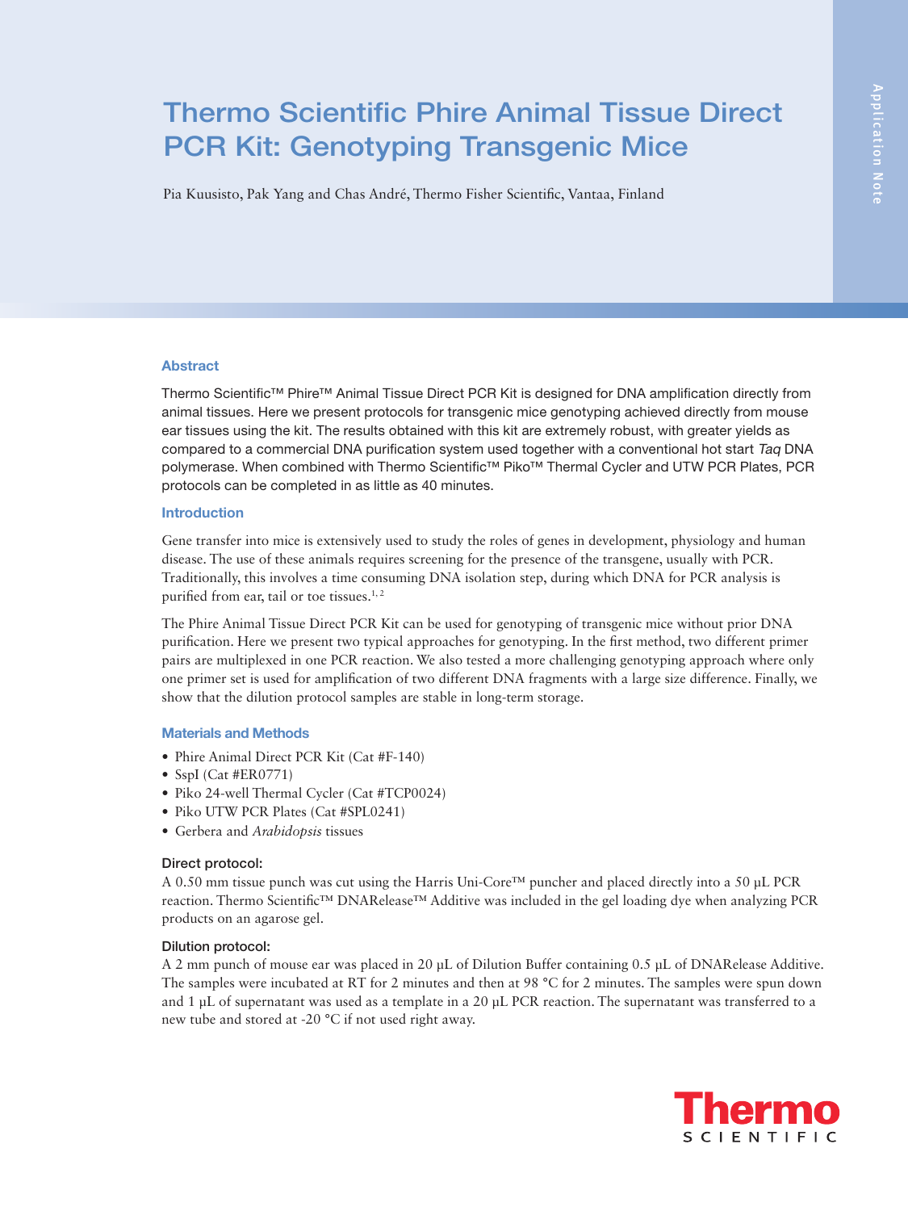# Thermo Scientific Phire Animal Tissue Direct PCR Kit: Genotyping Transgenic Mice

Pia Kuusisto, Pak Yang and Chas André, Thermo Fisher Scientific, Vantaa, Finland

## Abstract

Thermo Scientific™ Phire™ Animal Tissue Direct PCR Kit is designed for DNA amplification directly from animal tissues. Here we present protocols for transgenic mice genotyping achieved directly from mouse ear tissues using the kit. The results obtained with this kit are extremely robust, with greater yields as compared to a commercial DNA purification system used together with a conventional hot start *Taq* DNA polymerase. When combined with Thermo Scientific™ Piko™ Thermal Cycler and UTW PCR Plates, PCR protocols can be completed in as little as 40 minutes.

## Introduction

Gene transfer into mice is extensively used to study the roles of genes in development, physiology and human disease. The use of these animals requires screening for the presence of the transgene, usually with PCR. Traditionally, this involves a time consuming DNA isolation step, during which DNA for PCR analysis is purified from ear, tail or toe tissues.[1, 2]

The Phire Animal Tissue Direct PCR Kit can be used for genotyping of transgenic mice without prior DNA purification. Here we present two typical approaches for genotyping. In the first method, two different primer pairs are multiplexed in one PCR reaction. We also tested a more challenging genotyping approach where only one primer set is used for amplification of two different DNA fragments with a large size difference. Finally, we show that the dilution protocol samples are stable in long-term storage.

## Materials and Methods

- Phire Animal Direct PCR Kit (Cat #F-140)
- SspI (Cat #ER0771)
- Piko 24-well Thermal Cycler (Cat #TCP0024)
- Piko UTW PCR Plates (Cat #SPL0241)
- Gerbera and *Arabidopsis* tissues

### Direct protocol:

A 0.50 mm tissue punch was cut using the Harris Uni-Core™ puncher and placed directly into a 50 µL PCR reaction. Thermo Scientific™ DNARelease™ Additive was included in the gel loading dye when analyzing PCR products on an agarose gel.

### Dilution protocol:

A 2 mm punch of mouse ear was placed in 20 µL of Dilution Buffer containing 0.5 µL of DNARelease Additive. The samples were incubated at RT for 2 minutes and then at 98 °C for 2 minutes. The samples were spun down and 1 µL of supernatant was used as a template in a 20 µL PCR reaction. The supernatant was transferred to a new tube and stored at -20 °C if not used right away.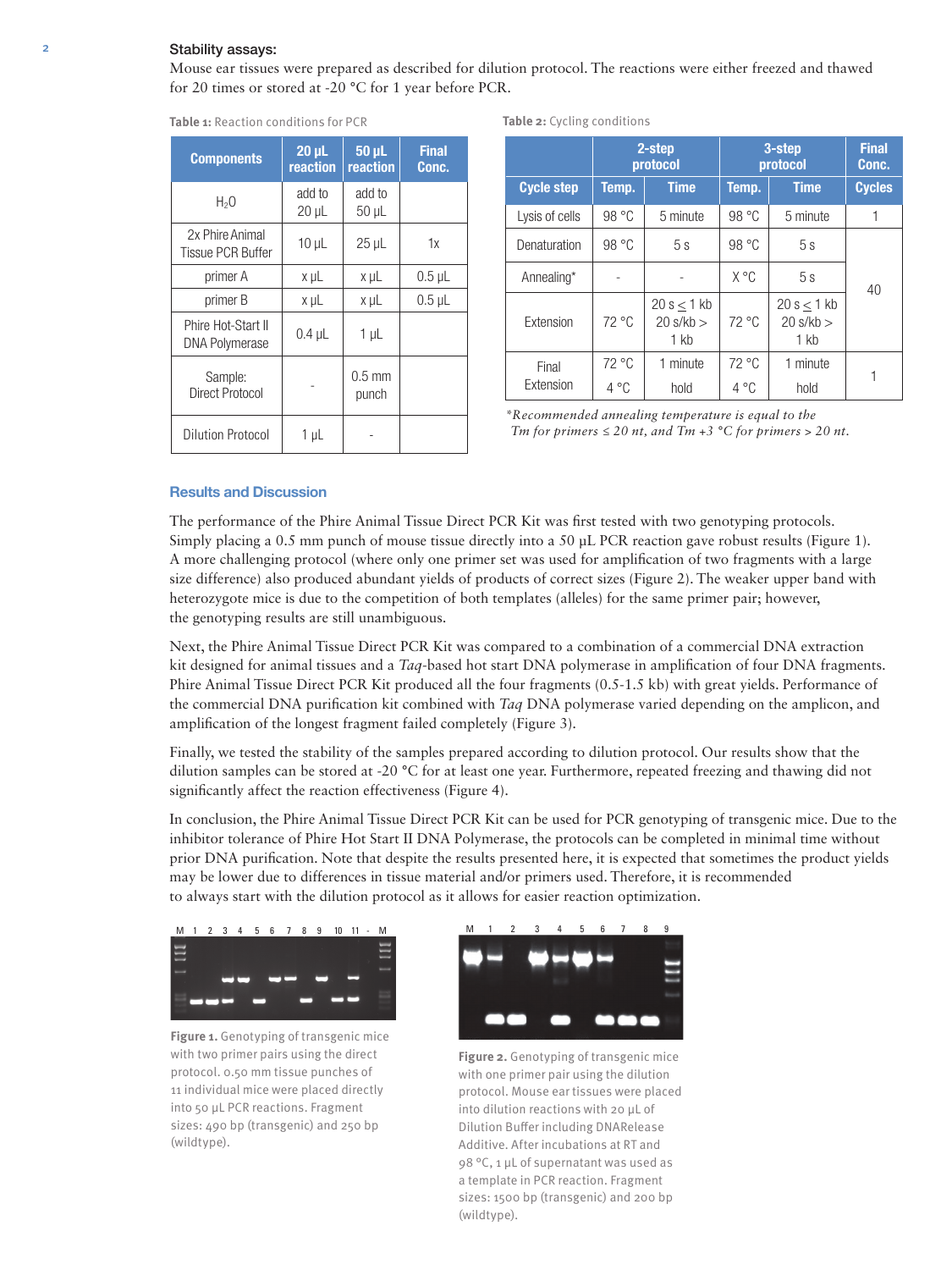### Stability assays:

Mouse ear tissues were prepared as described for dilution protocol. The reactions were either freezed and thawed for 20 times or stored at -20 °C for 1 year before PCR.

**Table 1:** Reaction conditions for PCR

| Components | 20 µL reaction | 50 µL reaction | Final Conc. |
|---|---|---|---|
| $H_2O$ | add to 20 µL | add to 50 µL | |
| 2x Phire Animal Tissue PCR Buffer | 10 µL | 25 µL | 1x |
| primer A | x µL | x µL | 0.5 µL |
| primer B | x µL | x µL | 0.5 µL |
| Phire Hot-Start II DNA Polymerase | 0.4 µL | 1 µL | |
| Sample: Direct Protocol | - | 0.5 mm punch | |
| Dilution Protocol | 1 µL | - | |

**Table 2:** Cycling conditions

| | 2-step protocol | | 3-step protocol | | Final Conc. |
|---|---|---|---|---|---|
| Cycle step | Temp. | Time | Temp. | Time | Cycles |
| Lysis of cells | 98 °C | 5 minute | 98 °C | 5 minute | 1 |
| Denaturation | 98 °C | 5 s | 98 °C | 5 s | 40 |
| Annealing* | - | - | X °C | 5 s | |
| Extension | 72 °C | 20 s ≤ 1 kb 20 s/kb > 1 kb | 72 °C | 20 s ≤ 1 kb 20 s/kb > 1 kb | |
| Final Extension | 72 °C 4 °C | 1 minute hold | 72 °C 4 °C | 1 minute hold | 1 |

*\*Recommended annealing temperature is equal to the Tm for primers ≤ 20 nt, and Tm +3 °C for primers > 20 nt.*

## Results and Discussion

The performance of the Phire Animal Tissue Direct PCR Kit was first tested with two genotyping protocols. Simply placing a 0.5 mm punch of mouse tissue directly into a 50 µL PCR reaction gave robust results (Figure 1). A more challenging protocol (where only one primer set was used for amplification of two fragments with a large size difference) also produced abundant yields of products of correct sizes (Figure 2). The weaker upper band with heterozygote mice is due to the competition of both templates (alleles) for the same primer pair; however, the genotyping results are still unambiguous.

Next, the Phire Animal Tissue Direct PCR Kit was compared to a combination of a commercial DNA extraction kit designed for animal tissues and a *Taq*-based hot start DNA polymerase in amplification of four DNA fragments. Phire Animal Tissue Direct PCR Kit produced all the four fragments (0.5-1.5 kb) with great yields. Performance of the commercial DNA purification kit combined with *Taq* DNA polymerase varied depending on the amplicon, and amplification of the longest fragment failed completely (Figure 3).

Finally, we tested the stability of the samples prepared according to dilution protocol. Our results show that the dilution samples can be stored at -20 °C for at least one year. Furthermore, repeated freezing and thawing did not significantly affect the reaction effectiveness (Figure 4).

In conclusion, the Phire Animal Tissue Direct PCR Kit can be used for PCR genotyping of transgenic mice. Due to the inhibitor tolerance of Phire Hot Start II DNA Polymerase, the protocols can be completed in minimal time without prior DNA purification. Note that despite the results presented here, it is expected that sometimes the product yields may be lower due to differences in tissue material and/or primers used. Therefore, it is recommended to always start with the dilution protocol as it allows for easier reaction optimization.

**Figure 1.** Genotyping of transgenic mice with two primer pairs using the direct protocol. 0.50 mm tissue punches of 11 individual mice were placed directly into 50 µL PCR reactions. Fragment sizes: 490 bp (transgenic) and 250 bp (wildtype).

**Figure 2.** Genotyping of transgenic mice with one primer pair using the dilution protocol. Mouse ear tissues were placed into dilution reactions with 20 µL of Dilution Buffer including DNARelease Additive. After incubations at RT and 98 °C, 1 µL of supernatant was used as a template in PCR reaction. Fragment sizes: 1500 bp (transgenic) and 200 bp (wildtype).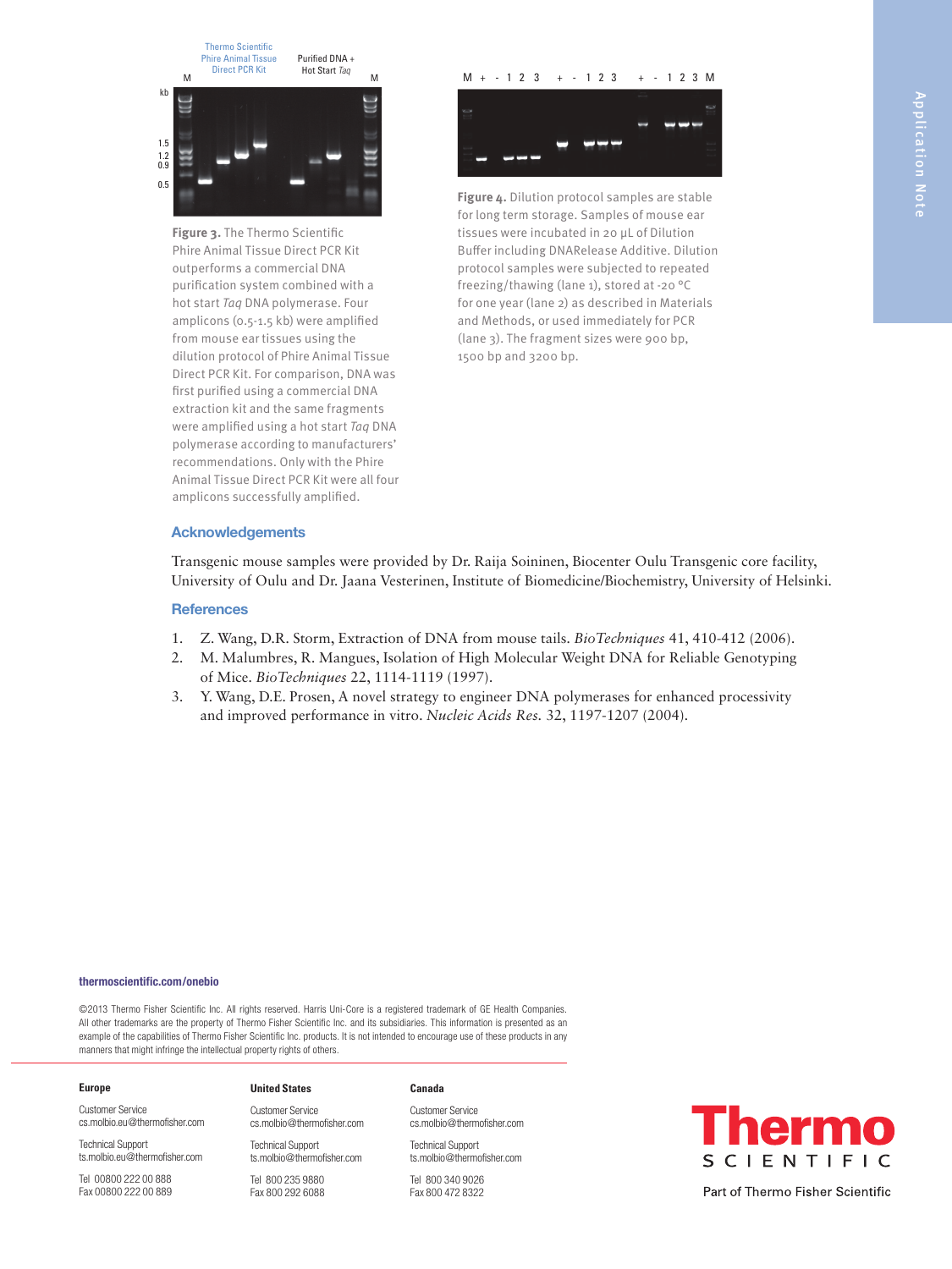Thermo Scientific Phire Animal Tissue Direct PCR Kit

Purified DNA + Hot Start *Taq*

M

M

kb

1.5

1.2

0.9

0.5

**Figure 3.** The Thermo Scientific Phire Animal Tissue Direct PCR Kit outperforms a commercial DNA purification system combined with a hot start *Taq* DNA polymerase. Four amplicons (0.5-1.5 kb) were amplified from mouse ear tissues using the dilution protocol of Phire Animal Tissue Direct PCR Kit. For comparison, DNA was first purified using a commercial DNA extraction kit and the same fragments were amplified using a hot start *Taq* DNA polymerase according to manufacturers' recommendations. Only with the Phire Animal Tissue Direct PCR Kit were all four amplicons successfully amplified.

M + - 1 2 3 + - 1 2 3 + - 1 2 3 M

**Figure 4.** Dilution protocol samples are stable for long term storage. Samples of mouse ear tissues were incubated in 20 µL of Dilution Buffer including DNARelease Additive. Dilution protocol samples were subjected to repeated freezing/thawing (lane 1), stored at -20 °C for one year (lane 2) as described in Materials and Methods, or used immediately for PCR (lane 3). The fragment sizes were 900 bp, 1500 bp and 3200 bp.

## Acknowledgements

Transgenic mouse samples were provided by Dr. Raija Soininen, Biocenter Oulu Transgenic core facility, University of Oulu and Dr. Jaana Vesterinen, Institute of Biomedicine/Biochemistry, University of Helsinki.

## References

1. Z. Wang, D.R. Storm, Extraction of DNA from mouse tails. *BioTechniques* 41, 410-412 (2006).
2. M. Malumbres, R. Mangues, Isolation of High Molecular Weight DNA for Reliable Genotyping of Mice. *BioTechniques* 22, 1114-1119 (1997).
3. Y. Wang, D.E. Prosen, A novel strategy to engineer DNA polymerases for enhanced processivity and improved performance in vitro. *Nucleic Acids Res.* 32, 1197-1207 (2004).

**thermoscientific.com/onebio**

©2013 Thermo Fisher Scientific Inc. All rights reserved. Harris Uni-Core is a registered trademark of GE Health Companies. All other trademarks are the property of Thermo Fisher Scientific Inc. and its subsidiaries. This information is presented as an example of the capabilities of Thermo Fisher Scientific Inc. products. It is not intended to encourage use of these products in any manners that might infringe the intellectual property rights of others.

**Europe**

Customer Service
cs.molbio.eu@thermofisher.com

Technical Support
ts.molbio.eu@thermofisher.com

Tel 00800 222 00 888
Fax 00800 222 00 889

**United States**

Customer Service
cs.molbio@thermofisher.com

Technical Support
ts.molbio@thermofisher.com

Tel 800 235 9880
Fax 800 292 6088

**Canada**

Customer Service
cs.molbio@thermofisher.com

Technical Support
ts.molbio@thermofisher.com

Tel 800 340 9026
Fax 800 472 8322

Thermo SCIENTIFIC

Part of Thermo Fisher Scientific